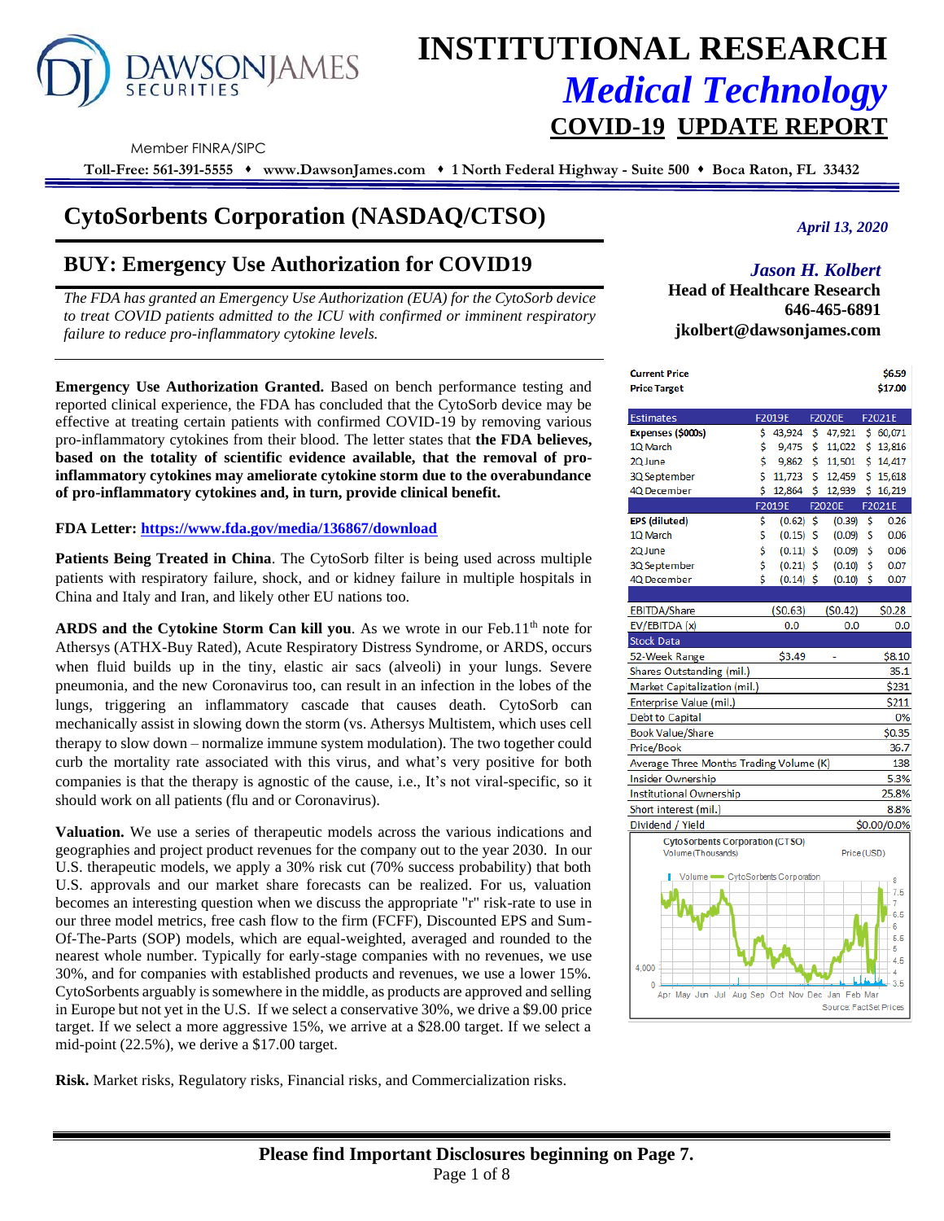# INSTITUTIONAL RESEARCH

## *Medical Technology*

## COVID-19 UPDATE REPORT

DAWSON JAMES SECURITIES

Member FINRA/SIPC

**Toll-Free: 561-391-5555 ♦ www.DawsonJames.com ♦ 1 North Federal Highway - Suite 500 ♦ Boca Raton, FL 33432**

# CytoSorbents Corporation (NASDAQ/CTSO)

*April 13, 2020*

## BUY: Emergency Use Authorization for COVID19

*The FDA has granted an Emergency Use Authorization (EUA) for the CytoSorb device to treat COVID patients admitted to the ICU with confirmed or imminent respiratory failure to reduce pro-inflammatory cytokine levels.*

***Jason H. Kolbert***
**Head of Healthcare Research**
**646-465-6891**
**jkolbert@dawsonjames.com**

**Emergency Use Authorization Granted.** Based on bench performance testing and reported clinical experience, the FDA has concluded that the CytoSorb device may be effective at treating certain patients with confirmed COVID-19 by removing various pro-inflammatory cytokines from their blood. The letter states that **the FDA believes, based on the totality of scientific evidence available, that the removal of pro-inflammatory cytokines may ameliorate cytokine storm due to the overabundance of pro-inflammatory cytokines and, in turn, provide clinical benefit.**

**FDA Letter: https://www.fda.gov/media/136867/download**

**Patients Being Treated in China**. The CytoSorb filter is being used across multiple patients with respiratory failure, shock, and or kidney failure in multiple hospitals in China and Italy and Iran, and likely other EU nations too.

**ARDS and the Cytokine Storm Can kill you**. As we wrote in our Feb.11th note for Athersys (ATHX-Buy Rated), Acute Respiratory Distress Syndrome, or ARDS, occurs when fluid builds up in the tiny, elastic air sacs (alveoli) in your lungs. Severe pneumonia, and the new Coronavirus too, can result in an infection in the lobes of the lungs, triggering an inflammatory cascade that causes death. CytoSorb can mechanically assist in slowing down the storm (vs. Athersys Multistem, which uses cell therapy to slow down – normalize immune system modulation). The two together could curb the mortality rate associated with this virus, and what's very positive for both companies is that the therapy is agnostic of the cause, i.e., It's not viral-specific, so it should work on all patients (flu and Coronavirus).

**Valuation.** We use a series of therapeutic models across the various indications and geographies and project product revenues for the company out to the year 2030. In our U.S. therapeutic models, we apply a 30% risk cut (70% success probability) that both U.S. approvals and our market share forecasts can be realized. For us, valuation becomes an interesting question when we discuss the appropriate "r" risk-rate to use in our three model metrics, free cash flow to the firm (FCFF), Discounted EPS and Sum-Of-The-Parts (SOP) models, which are equal-weighted, averaged and rounded to the nearest whole number. Typically for early-stage companies with no revenues, we use 30%, and for companies with established products and revenues, we use a lower 15%. CytoSorbents arguably is somewhere in the middle, as products are approved and selling in Europe but not yet in the U.S. If we select a conservative 30%, we drive a $9.00 price target. If we select a more aggressive 15%, we arrive at a $28.00 target. If we select a mid-point (22.5%), we derive a $17.00 target.

**Risk.** Market risks, Regulatory risks, Financial risks, and Commercialization risks.

| **Current Price** | | | **$6.59** |
|---|---|---|---|
| **Price Target** | | | **$17.00** |

| Estimates | F2019E | F2020E | F2021E |
|---|---|---|---|
| **Expenses ($000s)** | $ 43,924 | $ 47,921 | $ 60,071 |
| 1Q March | $ 9,475 | $ 11,022 | $ 13,816 |
| 2Q June | $ 9,862 | $ 11,501 | $ 14,417 |
| 3Q September | $ 11,723 | $ 12,459 | $ 15,618 |
| 4Q December | $ 12,864 | $ 12,939 | $ 16,219 |
| | **F2019E** | **F2020E** | **F2021E** |
| **EPS (diluted)** | $ (0.62) | $ (0.39) | $ 0.26 |
| 1Q March | $ (0.15) | $ (0.09) | $ 0.06 |
| 2Q June | $ (0.11) | $ (0.09) | $ 0.06 |
| 3Q September | $ (0.21) | $ (0.10) | $ 0.07 |
| 4Q December | $ (0.14) | $ (0.10) | $ 0.07 |
| EBITDA/Share | ($0.63) | ($0.42) | $0.28 |
| EV/EBITDA (x) | 0.0 | 0.0 | 0.0 |

| Stock Data | | | |
|---|---|---|---|
| 52-Week Range | $3.49 | - | $8.10 |
| Shares Outstanding (mil.) | | | 35.1 |
| Market Capitalization (mil.) | | | $231 |
| Enterprise Value (mil.) | | | $211 |
| Debt to Capital | | | 0% |
| Book Value/Share | | | $0.35 |
| Price/Book | | | 36.7 |
| Average Three Months Trading Volume (K) | | | 138 |
| Insider Ownership | | | 5.3% |
| Institutional Ownership | | | 25.8% |
| Short interest (mil.) | | | 8.8% |
| Dividend / Yield | | | $0.00/0.0% |

CytoSorbents Corporation (CTSO)
Volume (Thousands) Price (USD)
Volume — CytoSorbents Corporation
Apr May Jun Jul Aug Sep Oct Nov Dec Jan Feb Mar
Source: FactSet Prices

**Please find Important Disclosures beginning on Page 7.**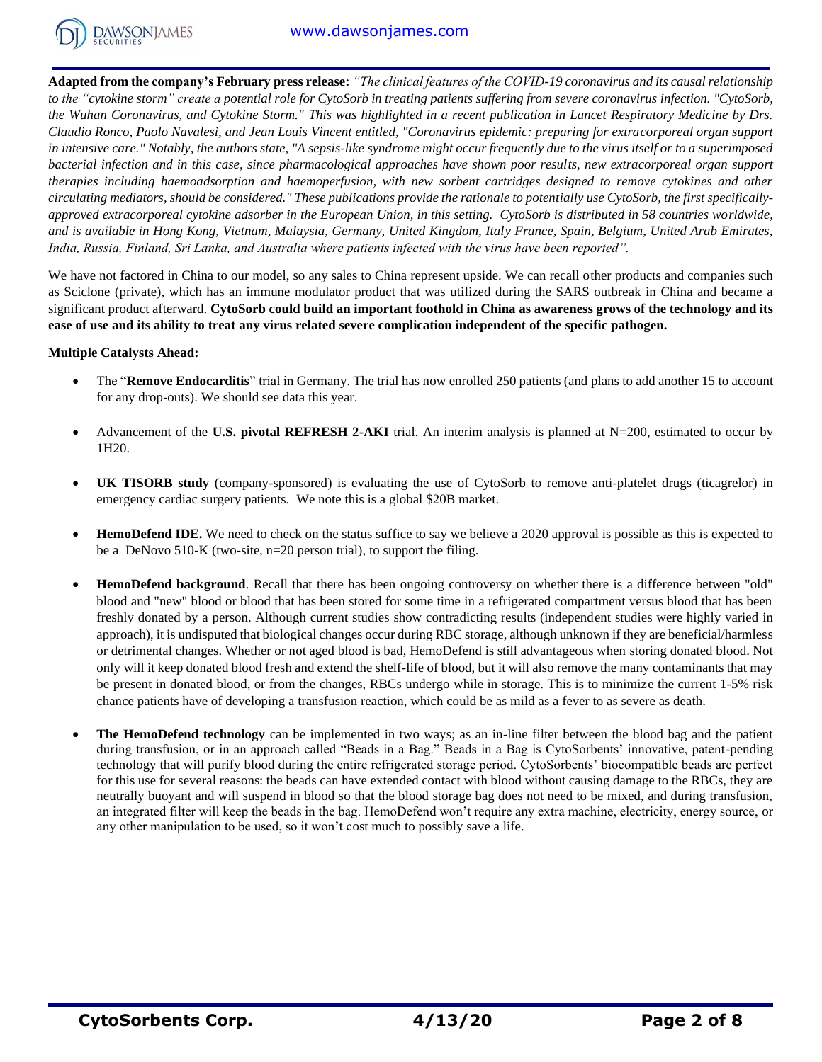**Adapted from the company's February press release:** *"The clinical features of the COVID-19 coronavirus and its causal relationship to the "cytokine storm" create a potential role for CytoSorb in treating patients suffering from severe coronavirus infection. "CytoSorb, the Wuhan Coronavirus, and Cytokine Storm." This was highlighted in a recent publication in Lancet Respiratory Medicine by Drs. Claudio Ronco, Paolo Navalesi, and Jean Louis Vincent entitled, "Coronavirus epidemic: preparing for extracorporeal organ support in intensive care." Notably, the authors state, "A sepsis-like syndrome might occur frequently due to the virus itself or to a superimposed bacterial infection and in this case, since pharmacological approaches have shown poor results, new extracorporeal organ support therapies including haemoadsorption and haemoperfusion, with new sorbent cartridges designed to remove cytokines and other circulating mediators, should be considered." These publications provide the rationale to potentially use CytoSorb, the first specifically-approved extracorporeal cytokine adsorber in the European Union, in this setting. CytoSorb is distributed in 58 countries worldwide, and is available in Hong Kong, Vietnam, Malaysia, Germany, United Kingdom, Italy France, Spain, Belgium, United Arab Emirates, India, Russia, Finland, Sri Lanka, and Australia where patients infected with the virus have been reported".*

We have not factored in China to our model, so any sales to China represent upside. We can recall other products and companies such as Sciclone (private), which has an immune modulator product that was utilized during the SARS outbreak in China and became a significant product afterward. **CytoSorb could build an important foothold in China as awareness grows of the technology and its ease of use and its ability to treat any virus related severe complication independent of the specific pathogen.**

**Multiple Catalysts Ahead:**

- The "**Remove Endocarditis**" trial in Germany. The trial has now enrolled 250 patients (and plans to add another 15 to account for any drop-outs). We should see data this year.
- Advancement of the **U.S. pivotal REFRESH 2-AKI** trial. An interim analysis is planned at N=200, estimated to occur by 1H20.
- **UK TISORB study** (company-sponsored) is evaluating the use of CytoSorb to remove anti-platelet drugs (ticagrelor) in emergency cardiac surgery patients. We note this is a global $20B market.
- **HemoDefend IDE.** We need to check on the status suffice to say we believe a 2020 approval is possible as this is expected to be a DeNovo 510-K (two-site, n=20 person trial), to support the filing.
- **HemoDefend background**. Recall that there has been ongoing controversy on whether there is a difference between "old" blood and "new" blood or blood that has been stored for some time in a refrigerated compartment versus blood that has been freshly donated by a person. Although current studies show contradicting results (independent studies were highly varied in approach), it is undisputed that biological changes occur during RBC storage, although unknown if they are beneficial/harmless or detrimental changes. Whether or not aged blood is bad, HemoDefend is still advantageous when storing donated blood. Not only will it keep donated blood fresh and extend the shelf-life of blood, but it will also remove the many contaminants that may be present in donated blood, or from the changes, RBCs undergo while in storage. This is to minimize the current 1-5% risk chance patients have of developing a transfusion reaction, which could be as mild as a fever to as severe as death.
- **The HemoDefend technology** can be implemented in two ways; as an in-line filter between the blood bag and the patient during transfusion, or in an approach called "Beads in a Bag." Beads in a Bag is CytoSorbents' innovative, patent-pending technology that will purify blood during the entire refrigerated storage period. CytoSorbents' biocompatible beads are perfect for this use for several reasons: the beads can have extended contact with blood without causing damage to the RBCs, they are neutrally buoyant and will suspend in blood so that the blood storage bag does not need to be mixed, and during transfusion, an integrated filter will keep the beads in the bag. HemoDefend won't require any extra machine, electricity, energy source, or any other manipulation to be used, so it won't cost much to possibly save a life.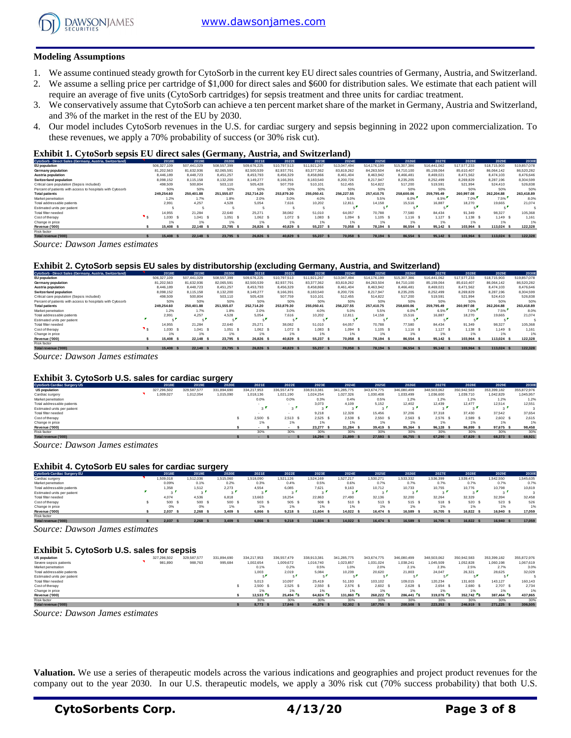## Modeling Assumptions

1. We assume continued steady growth for CytoSorb in the current key EU direct sales countries of Germany, Austria, and Switzerland.
2. We assume a selling price per cartridge of $1,000 for direct sales and $600 for distribution sales. We estimate that each patient will require an average of five units (CytoSorb cartridges) for sepsis treatment and three units for cardiac treatment.
3. We conservatively assume that CytoSorb can achieve a ten percent market share of the market in Germany, Austria and Switzerland, and 3% of the market in the rest of the EU by 2030.
4. Our model includes CytoSorb revenues in the U.S. for cardiac surgery and sepsis beginning in 2022 upon commercialization. To these revenues, we apply a 70% probability of success (or 30% risk cut).

### Exhibit 1. CytoSorb sepsis EU direct sales (Germany, Austria, and Switzerland)

| CytoSorb - Direct Sales (Germany, Austria, Switzerland) | 2018E | 2019E | 2020E | 2021E | 2022E | 2023E | 2024E | 2025E | 2026E | 2027E | 2028E | 2029E | 2030E |
|---|---|---|---|---|---|---|---|---|---|---|---|---|---|
| EU population | 506,327,109 | 507,441,029 | 508,557,399 | 509,676,225 | 510,797,513 | 511,921,267 | 513,047,494 | 514,176,199 | 515,307,386 | 516,441,062 | 517,577,233 | 518,715,903 | 519,857,078 |
| Germany population | 81,202,563 | 81,632,936 | 82,065,591 | 82,500,539 | 82,937,791 | 83,377,362 | 83,819,262 | 84,263,504 | 84,710,100 | 85,159,064 | 85,610,407 | 86,064,142 | 86,520,282 |
| Austria population | 8,446,189 | 8,448,723 | 8,451,257 | 8,453,793 | 8,456,329 | 8,458,866 | 8,461,404 | 8,463,942 | 8,466,481 | 8,469,021 | 8,471,562 | 8,474,103 | 8,476,646 |
| Switzerland population | 8,098,152 | 8,115,158 | 8,132,200 | 8,149,277 | 8,166,391 | 8,183,540 | 8,200,726 | 8,217,947 | 8,235,205 | 8,252,499 | 8,269,829 | 8,287,196 | 8,304,599 |
| Critical care population (Sepsis included) | 498,509 | 500,804 | 503,110 | 505,428 | 507,759 | 510,101 | 512,455 | 514,822 | 517,200 | 519,591 | 521,994 | 524,410 | 526,838 |
| Percent of patients with access to hospitals with Cytosorb | 50% | 50% | 50% | 50% | 50% | 50% | 50% | 50% | 50% | 50% | 50% | 50% | 50% |
| Total patients | 249,254.60 | 250,401.88 | 251,555.07 | 252,714.20 | 253,879.30 | 255,050.41 | 256,227.55 | 257,410.75 | 258,600.06 | 259,795.49 | 260,997.08 | 262,204.88 | 263,418.89 |
| Market penetration | 1.2% | 1.7% | 1.8% | 2.0% | 3.0% | 4.0% | 5.0% | 5.5% | 6.0% | 6.5% | 7.0% | 7.5% | 8.0% |
| Total addressable patients | 2,991 | 4,257 | 4,528 | 5,054 | 7,616 | 10,202 | 12,811 | 14,158 | 15,516 | 16,887 | 18,270 | 19,665 | 21,074 |
| Estimated units per patient | 5 | 5 | 5 | 5 | 5 | 5 | 5 | 5 | 5 | 5 | 5 | 5 | 5 |
| Total filter needed | 14,955 | 21,284 | 22,640 | 25,271 | 38,082 | 51,010 | 64,057 | 70,788 | 77,580 | 84,434 | 91,349 | 98,327 | 105,368 |
| Cost of therapy | $ 1,030 | $ 1,041 | $ 1,051 | $ 1,062 | $ 1,072 | $ 1,083 | $ 1,094 | $ 1,105 | $ 1,116 | $ 1,127 | $ 1,138 | $ 1,149 | $ 1,161 |
| Change in price | 1% | 1% | 1% | 1% | 1% | 1% | 1% | 1% | 1% | 1% | 1% | 1% | 1% |
| Revenue ('000) | $ 15,408 | $ 22,148 | $ 23,795 | $ 26,826 | $ 40,829 | $ 55,237 | $ 70,058 | $ 78,194 | $ 86,554 | $ 95,142 | $ 103,964 | $ 113,024 | $ 122,328 |
| Risk factor | | | | | | | | | | | | | |
| Total revenue ('000) | $ 15,408 | $ 22,148 | $ 23,795 | $ 26,826 | $ 40,829 | $ 55,237 | $ 70,058 | $ 78,194 | $ 86,554 | $ 95,142 | $ 103,964 | $ 113,024 | $ 122,328 |

*Source: Dawson James estimates*

### Exhibit 2. CytoSorb sepsis EU sales by distributorship (excluding Germany, Austria, and Switzerland)

| CytoSorb - Direct Sales (Germany, Austria, Switzerland) | 2018E | 2019E | 2020E | 2021E | 2022E | 2023E | 2024E | 2025E | 2026E | 2027E | 2028E | 2029E | 2030E |
|---|---|---|---|---|---|---|---|---|---|---|---|---|---|
| EU population | 506,327,109 | 507,441,029 | 508,557,399 | 509,676,225 | 510,797,513 | 511,921,267 | 513,047,494 | 514,176,199 | 515,307,386 | 516,441,062 | 517,577,233 | 518,715,903 | 519,857,078 |
| Germany population | 81,202,563 | 81,632,936 | 82,065,591 | 82,500,539 | 82,937,791 | 83,377,362 | 83,819,262 | 84,263,504 | 84,710,100 | 85,159,064 | 85,610,407 | 86,064,142 | 86,520,282 |
| Austria population | 8,446,189 | 8,448,723 | 8,451,257 | 8,453,793 | 8,456,329 | 8,458,866 | 8,461,404 | 8,463,942 | 8,466,481 | 8,469,021 | 8,471,562 | 8,474,103 | 8,476,646 |
| Switzerland population | 8,098,152 | 8,115,158 | 8,132,200 | 8,149,277 | 8,166,391 | 8,183,540 | 8,200,726 | 8,217,947 | 8,235,205 | 8,252,499 | 8,269,829 | 8,287,196 | 8,304,599 |
| Critical care population (Sepsis included) | 498,509 | 500,804 | 503,110 | 505,428 | 507,759 | 510,101 | 512,455 | 514,822 | 517,200 | 519,591 | 521,994 | 524,410 | 526,838 |
| Percent of patients with access to hospitals with Cytosorb | 50% | 50% | 50% | 50% | 50% | 50% | 50% | 50% | 50% | 50% | 50% | 50% | 50% |
| Total patients | 249,254.60 | 250,401.88 | 251,555.07 | 252,714.20 | 253,879.30 | 255,050.41 | 256,227.55 | 257,410.75 | 258,600.06 | 259,795.49 | 260,997.08 | 262,204.88 | 263,418.89 |
| Market penetration | 1.2% | 1.7% | 1.8% | 2.0% | 3.0% | 4.0% | 5.0% | 5.5% | 6.0% | 6.5% | 7.0% | 7.5% | 8.0% |
| Total addressable patients | 2,991 | 4,257 | 4,528 | 5,054 | 7,616 | 10,202 | 12,811 | 14,158 | 15,516 | 16,887 | 18,270 | 19,665 | 21,074 |
| Estimated units per patient | 5 | 5 | 5 | 5 | 5 | 5 | 5 | 5 | 5 | 5 | 5 | 5 | 5 |
| Total filter needed | 14,955 | 21,284 | 22,640 | 25,271 | 38,082 | 51,010 | 64,057 | 70,788 | 77,580 | 84,434 | 91,349 | 98,327 | 105,368 |
| Cost of therapy | $ 1,030 | $ 1,041 | $ 1,051 | $ 1,062 | $ 1,072 | $ 1,083 | $ 1,094 | $ 1,105 | $ 1,116 | $ 1,127 | $ 1,138 | $ 1,149 | $ 1,161 |
| Change in price | 1% | 1% | 1% | 1% | 1% | 1% | 1% | 1% | 1% | 1% | 1% | 1% | 1% |
| Revenue ('000) | $ 15,408 | $ 22,148 | $ 23,795 | $ 26,826 | $ 40,829 | $ 55,237 | $ 70,058 | $ 78,194 | $ 86,554 | $ 95,142 | $ 103,964 | $ 113,024 | $ 122,328 |
| Risk factor | | | | | | | | | | | | | |
| Total revenue ('000) | $ 15,408 | $ 22,148 | $ 23,795 | $ 26,826 | $ 40,829 | $ 55,237 | $ 70,058 | $ 78,194 | $ 86,554 | $ 95,142 | $ 103,964 | $ 113,024 | $ 122,328 |

*Source: Dawson James estimates*

### Exhibit 3. CytoSorb U.S. sales for cardiac surgery

| CytoSorb Cardiac Surgery US | 2018E | 2019E | 2020E | 2021E | 2022E | 2023E | 2024E | 2025E | 2026E | 2027E | 2028E | 2029E | 2030E |
|---|---|---|---|---|---|---|---|---|---|---|---|---|---|
| US population | 327,296,502 | 329,587,577 | 331,894,690 | 334,217,953 | 336,557,479 | 338,913,381 | 341,285,775 | 343,674,775 | 346,080,499 | 348,503,062 | 350,942,583 | 353,399,182 | 355,872,976 |
| Cardiac surgery | 1,009,027 | 1,012,054 | 1,015,090 | 1,018,136 | 1,021,190 | 1,024,254 | 1,027,326 | 1,030,408 | 1,033,499 | 1,036,600 | 1,039,710 | 1,042,829 | 1,045,957 |
| Market penetration | | | | 0.0% | 0.0% | 0.3% | 0.4% | 0.5% | 1.2% | 1.2% | 1.2% | 1.2% | 1.2% |
| Total addressable patients | | | | - | - | 3,073 | 4,109 | 5,152 | 12,402 | 12,439 | 12,477 | 12,514 | 12,551 |
| Estimated units per patient | | | | 3 | 3 | 3 | 3 | 3 | 3 | 3 | 3 | 3 | 3 |
| Total filter needed | | | | - | - | 9,218 | 12,328 | 15,456 | 37,206 | 37,318 | 37,430 | 37,542 | 37,654 |
| Cost of therapy | | | | $ 2,500 | $ 2,513 | $ 2,525 | $ 2,538 | $ 2,550 | $ 2,563 | $ 2,576 | $ 2,589 | $ 2,602 | $ 2,615 |
| Change in price | | | | 1% | 1% | 1% | 1% | 1% | 1% | 1% | 1% | 1% | 1% |
| Revenue ('000) | | | | $ - | $ - | $ 23,277 | $ 31,284 | $ 39,419 | $ 95,364 | $ 96,128 | $ 96,899 | $ 97,675 | $ 98,458 |
| Risk factor | | | | 30% | 30% | 30% | 30% | 30% | 30% | 30% | 30% | 30% | 30% |
| Total revenue ('000) | | | | $ - | $ - | $ 16,294 | $ 21,899 | $ 27,593 | $ 66,755 | $ 67,290 | $ 67,829 | $ 68,373 | $ 68,921 |

*Source: Dawson James estimates*

### Exhibit 4. CytoSorb EU sales for cardiac surgery

| CytoSorb Cardiac Surgery EU | 2018E | 2019E | 2020E | 2021E | 2022E | 2023E | 2024E | 2025E | 2026E | 2027E | 2028E | 2029E | 2030E |
|---|---|---|---|---|---|---|---|---|---|---|---|---|---|
| Cardiac surgery | 1,509,018 | 1,512,036 | 1,515,060 | 1,518,090 | 1,521,126 | 1,524,169 | 1,527,217 | 1,530,271 | 1,533,332 | 1,536,399 | 1,539,471 | 1,542,550 | 1,545,635 |
| Market penetration | 0.09% | 0.1% | 0.2% | 0.3% | 0.4% | 0.5% | 0.6% | 0.7% | 0.7% | 0.7% | 0.7% | 0.7% | 0.7% |
| Total addressable patients | 1,358 | 1,512 | 2,273 | 4,554 | 6,085 | 7,621 | 9,163 | 10,712 | 10,733 | 10,755 | 10,776 | 10,798 | 10,819 |
| Estimated units per patient | 3 | 3 | 3 | 3 | 3 | 3 | 3 | 3 | 3 | 3 | 3 | 3 | 3 |
| Total filter needed | 4,074 | 4,536 | 6,818 | 13,663 | 18,254 | 22,863 | 27,490 | 32,136 | 32,200 | 32,264 | 32,329 | 32,394 | 32,458 |
| Cost of therapy | $ 500 | $ 500 | $ 500 | $ 503 | $ 505 | $ 508 | $ 510 | $ 513 | $ 515 | $ 518 | $ 520 | $ 523 | $ 526 |
| Change in price | 0% | 0% | 1% | 1% | 1% | 1% | 1% | 1% | 1% | 1% | 1% | 1% | 1% |
| Revenue ('000) | $ 2,037 | $ 2,268 | $ 3,409 | $ 6,866 | $ 9,218 | $ 11,604 | $ 14,022 | $ 16,474 | $ 16,589 | $ 16,705 | $ 16,822 | $ 16,940 | $ 17,059 |
| Risk factor | | | | | | | | | | | | | |
| Total revenue ('000) | $ 2,037 | $ 2,268 | $ 3,409 | $ 6,866 | $ 9,218 | $ 11,604 | $ 14,022 | $ 16,474 | $ 16,589 | $ 16,705 | $ 16,822 | $ 16,940 | $ 17,059 |

*Source: Dawson James estimates*

### Exhibit 5. CytoSorb U.S. sales for sepsis

| | 2018E | 2019E | 2020E | 2021E | 2022E | 2023E | 2024E | 2025E | 2026E | 2027E | 2028E | 2029E | 2030E |
|---|---|---|---|---|---|---|---|---|---|---|---|---|---|
| US population | 327,296,502 | 329,587,577 | 331,894,690 | 334,217,953 | 336,557,479 | 338,913,381 | 341,285,775 | 343,674,775 | 346,080,499 | 348,503,062 | 350,942,583 | 353,399,182 | 355,872,976 |
| Severe sepsis patients | 981,890 | 988,763 | 995,684 | 1,002,654 | 1,009,672 | 1,016,740 | 1,023,857 | 1,031,024 | 1,038,241 | 1,045,509 | 1,052,828 | 1,060,198 | 1,067,619 |
| Market penetration | | | | 0.1% | 0.2% | 0.5% | 1.0% | 2.0% | 2.1% | 2.3% | 2.5% | 2.7% | 3.0% |
| Total addressable patients | | | | 1,003 | 2,019 | 5,084 | 10,239 | 20,620 | 21,803 | 24,047 | 26,321 | 28,625 | 32,029 |
| Estimated units per patient | | | | 5 | 5 | 5 | 5 | 5 | 5 | 5 | 5 | 5 | 5 |
| Total filter needed | | | | 5,013 | 10,097 | 25,419 | 51,193 | 103,102 | 109,015 | 120,234 | 131,603 | 143,127 | 160,143 |
| Cost of therapy | | | | $ 2,500 | $ 2,525 | $ 2,550 | $ 2,576 | $ 2,602 | $ 2,628 | $ 2,654 | $ 2,680 | $ 2,707 | $ 2,734 |
| Change in price | | | | 1% | 1% | 1% | 1% | 1% | 1% | 1% | 1% | 1% | 1% |
| Revenue ('000) | | | | $ 12,533 | $ 25,494 | $ 64,824 | $ 131,860 | $ 268,222 | $ 286,441 | $ 319,076 | $ 352,742 | $ 387,464 | $ 437,865 |
| Risk factor | | | | 30% | 30% | 30% | 30% | 30% | 30% | 30% | 30% | 30% | 30% |
| Total revenue ('000) | | | | $ 8,773 | $ 17,846 | $ 45,376 | $ 92,302 | $ 187,755 | $ 200,508 | $ 223,353 | $ 246,919 | $ 271,225 | $ 306,505 |

*Source: Dawson James estimates*

**Valuation.** We use a series of therapeutic models across the various indications and geographies and project product revenues for the company out to the year 2030. In our U.S. therapeutic models, we apply a 30% risk cut (70% success probability) that both U.S.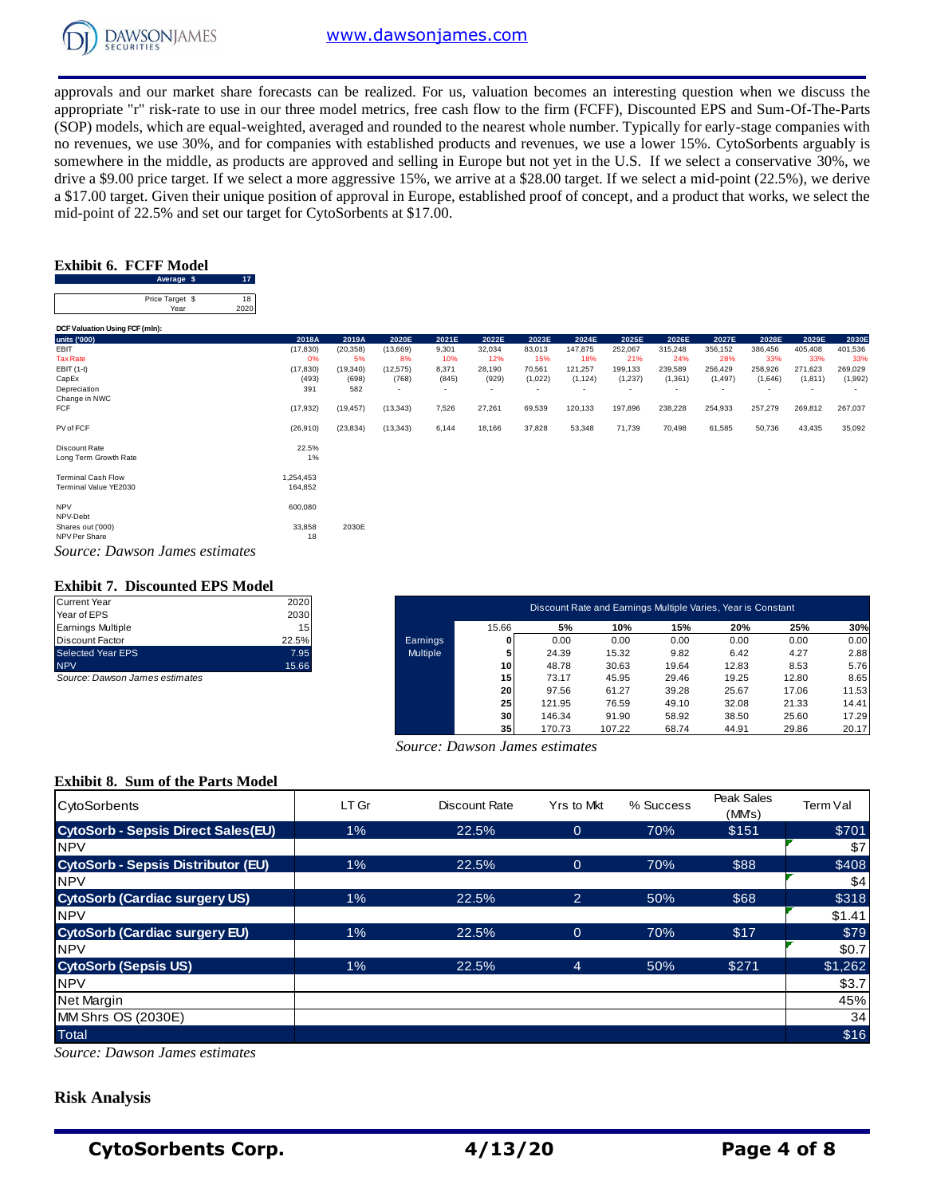approvals and our market share forecasts can be realized. For us, valuation becomes an interesting question when we discuss the appropriate "r" risk-rate to use in our three model metrics, free cash flow to the firm (FCFF), Discounted EPS and Sum-Of-The-Parts (SOP) models, which are equal-weighted, averaged and rounded to the nearest whole number. Typically for early-stage companies with no revenues, we use 30%, and for companies with established products and revenues, we use a lower 15%. CytoSorbents arguably is somewhere in the middle, as products are approved and selling in Europe but not yet in the U.S. If we select a conservative 30%, we drive a $9.00 price target. If we select a more aggressive 15%, we arrive at a $28.00 target. If we select a mid-point (22.5%), we derive a $17.00 target. Given their unique position of approval in Europe, established proof of concept, and a product that works, we select the mid-point of 22.5% and set our target for CytoSorbents at $17.00.

### Exhibit 6. FCFF Model

| Average $ | 17 |
|---|---|
| Price Target $ | 18 |
| Year | 2020 |

DCF Valuation Using FCF (mln):

| units ('000) | 2018A | 2019A | 2020E | 2021E | 2022E | 2023E | 2024E | 2025E | 2026E | 2027E | 2028E | 2029E | 2030E |
|---|---|---|---|---|---|---|---|---|---|---|---|---|---|
| EBIT | (17,830) | (20,358) | (13,669) | 9,301 | 32,034 | 83,013 | 147,875 | 252,067 | 315,248 | 356,152 | 386,456 | 405,408 | 401,536 |
| Tax Rate | 0% | 5% | 8% | 10% | 12% | 15% | 18% | 21% | 24% | 28% | 33% | 33% | 33% |
| EBIT (1-t) | (17,830) | (19,340) | (12,575) | 8,371 | 28,190 | 70,561 | 121,257 | 199,133 | 239,589 | 256,429 | 258,926 | 271,623 | 269,029 |
| CapEx | (493) | (698) | (768) | (845) | (929) | (1,022) | (1,124) | (1,237) | (1,361) | (1,497) | (1,646) | (1,811) | (1,992) |
| Depreciation | 391 | 582 | - | - | - | - | - | - | - | - | - | - | - |
| Change in NWC | | | | | | | | | | | | | |
| FCF | (17,932) | (19,457) | (13,343) | 7,526 | 27,261 | 69,539 | 120,133 | 197,896 | 238,228 | 254,933 | 257,279 | 269,812 | 267,037 |
| PV of FCF | (26,910) | (23,834) | (13,343) | 6,144 | 18,166 | 37,828 | 53,348 | 71,739 | 70,498 | 61,585 | 50,736 | 43,435 | 35,092 |

| | | |
|---|---|---|
| Discount Rate | 22.5% | |
| Long Term Growth Rate | 1% | |
| Terminal Cash Flow | 1,254,453 | |
| Terminal Value YE2030 | 164,852 | |
| NPV | 600,080 | |
| NPV-Debt | | |
| Shares out ('000) | 33,858 | 2030E |
| NPV Per Share | 18 | |

*Source: Dawson James estimates*

### Exhibit 7. Discounted EPS Model

| | |
|---|---|
| Current Year | 2020 |
| Year of EPS | 2030 |
| Earnings Multiple | 15 |
| Discount Factor | 22.5% |
| Selected Year EPS | 7.95 |
| NPV | 15.66 |

*Source: Dawson James estimates*

Discount Rate and Earnings Multiple Varies, Year is Constant

| | 15.66 | 5% | 10% | 15% | 20% | 25% | 30% |
|---|---|---|---|---|---|---|---|
| Earnings Multiple | 0 | 0.00 | 0.00 | 0.00 | 0.00 | 0.00 | 0.00 |
| | 5 | 24.39 | 15.32 | 9.82 | 6.42 | 4.27 | 2.88 |
| | 10 | 48.78 | 30.63 | 19.64 | 12.83 | 8.53 | 5.76 |
| | 15 | 73.17 | 45.95 | 29.46 | 19.25 | 12.80 | 8.65 |
| | 20 | 97.56 | 61.27 | 39.28 | 25.67 | 17.06 | 11.53 |
| | 25 | 121.95 | 76.59 | 49.10 | 32.08 | 21.33 | 14.41 |
| | 30 | 146.34 | 91.90 | 58.92 | 38.50 | 25.60 | 17.29 |
| | 35 | 170.73 | 107.22 | 68.74 | 44.91 | 29.86 | 20.17 |

*Source: Dawson James estimates*

### Exhibit 8. Sum of the Parts Model

| CytoSorbents | LT Gr | Discount Rate | Yrs to Mkt | % Success | Peak Sales (MM's) | Term Val |
|---|---|---|---|---|---|---|
| **CytoSorb - Sepsis Direct Sales(EU)** | 1% | 22.5% | 0 | 70% | $151 | $701 |
| NPV | | | | | | $7 |
| **CytoSorb - Sepsis Distributor (EU)** | 1% | 22.5% | 0 | 70% | $88 | $408 |
| NPV | | | | | | $4 |
| **CytoSorb (Cardiac surgery US)** | 1% | 22.5% | 2 | 50% | $68 | $318 |
| NPV | | | | | | $1.41 |
| **CytoSorb (Cardiac surgery EU)** | 1% | 22.5% | 0 | 70% | $17 | $79 |
| NPV | | | | | | $0.7 |
| **CytoSorb (Sepsis US)** | 1% | 22.5% | 4 | 50% | $271 | $1,262 |
| NPV | | | | | | $3.7 |
| Net Margin | | | | | | 45% |
| MM Shrs OS (2030E) | | | | | | 34 |
| Total | | | | | | $16 |

*Source: Dawson James estimates*

## Risk Analysis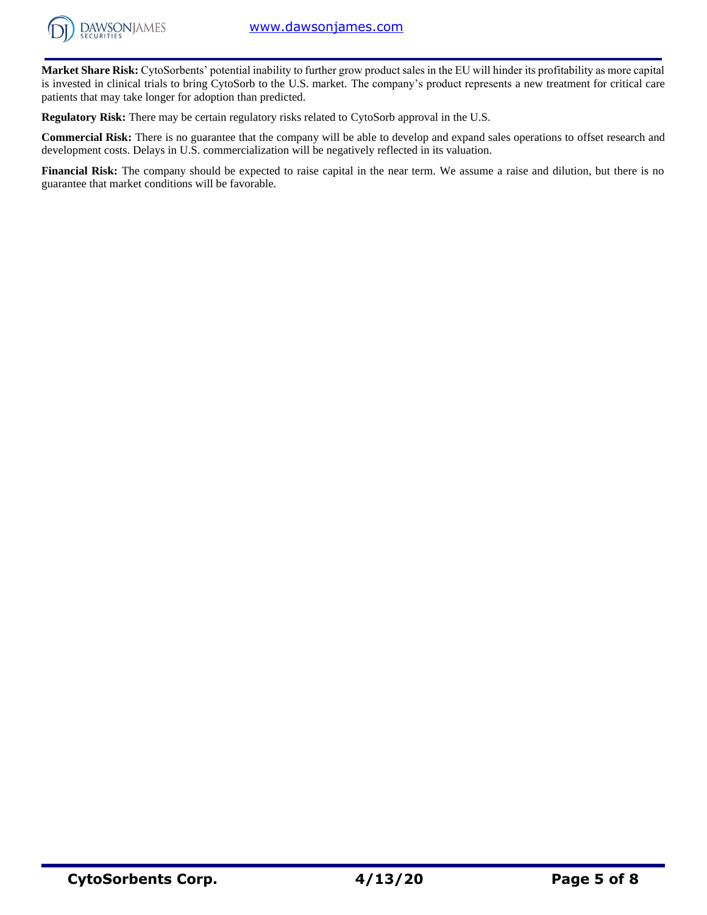**Market Share Risk:** CytoSorbents' potential inability to further grow product sales in the EU will hinder its profitability as more capital is invested in clinical trials to bring CytoSorb to the U.S. market. The company's product represents a new treatment for critical care patients that may take longer for adoption than predicted.

**Regulatory Risk:** There may be certain regulatory risks related to CytoSorb approval in the U.S.

**Commercial Risk:** There is no guarantee that the company will be able to develop and expand sales operations to offset research and development costs. Delays in U.S. commercialization will be negatively reflected in its valuation.

**Financial Risk:** The company should be expected to raise capital in the near term. We assume a raise and dilution, but there is no guarantee that market conditions will be favorable.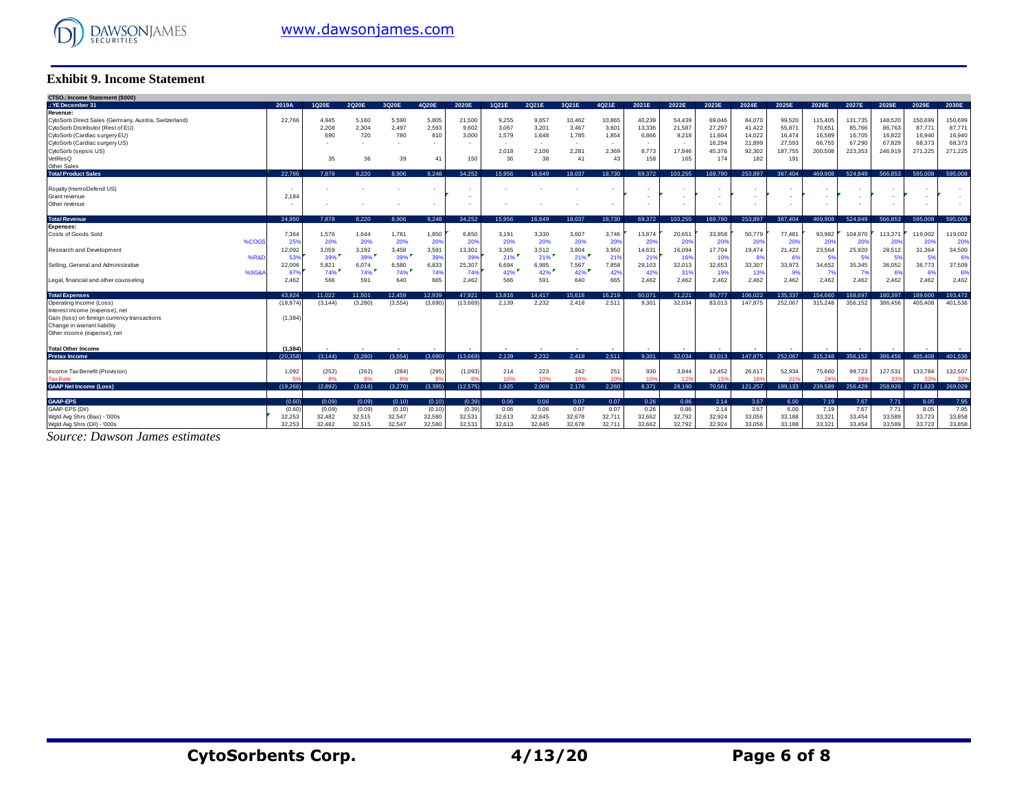### Exhibit 9. Income Statement

| CTSO.: Income Statement ($000) | | | | | | | | | | | | | | | | | | | | | | | |
|---|---|---|---|---|---|---|---|---|---|---|---|---|---|---|---|---|---|---|---|---|---|---|---|
| .: YE December 31 | | 2019A | 1Q20E | 2Q20E | 3Q20E | 4Q20E | 2020E | 1Q21E | 2Q21E | 3Q21E | 4Q21E | 2021E | 2022E | 2023E | 2024E | 2025E | 2026E | 2027E | 2028E | 2029E | 2030E |
| **Revenue:** | | | | | | | | | | | | | | | | | | | | | |
| CytoSorb Direct Sales (Germany, Austria, Switzerland) | | 22,766 | 4,945 | 5,160 | 5,590 | 5,805 | 21,500 | 9,255 | 9,657 | 10,462 | 10,865 | 40,239 | 54,439 | 69,046 | 84,070 | 99,520 | 115,405 | 131,735 | 148,520 | 150,699 | 150,699 |
| CytoSorb Distributor (Rest of EU) | | | 2,208 | 2,304 | 2,497 | 2,593 | 9,602 | 3,067 | 3,201 | 3,467 | 3,601 | 13,336 | 21,587 | 27,297 | 41,422 | 55,871 | 70,651 | 85,766 | 86,763 | 87,771 | 87,771 |
| CytoSorb (Cardiac surgery EU) | | | 690 | 720 | 780 | 810 | 3,000 | 1,579 | 1,648 | 1,785 | 1,854 | 6,866 | 9,218 | 11,604 | 14,022 | 16,474 | 16,589 | 16,705 | 16,822 | 16,940 | 16,940 |
| CytoSorb (Cardiac surgery US) | | | - | - | - | - | - | - | - | - | - | - | - | 16,294 | 21,899 | 27,593 | 66,755 | 67,290 | 67,829 | 68,373 | 68,373 |
| CytoSorb (sepsis US) | | | | | | | | 2,018 | 2,106 | 2,281 | 2,369 | 8,773 | 17,846 | 45,376 | 92,302 | 187,755 | 200,508 | 223,353 | 246,919 | 271,225 | 271,225 |
| VetResQ | | | 35 | 36 | 39 | 41 | 150 | 36 | 38 | 41 | 43 | 158 | 165 | 174 | 182 | 191 | | | | | |
| Other Sales | | | | | | | | | | | | | | | | | | | | | |
| **Total Product Sales** | | 22,766 | 7,878 | 8,220 | 8,906 | 9,248 | 34,252 | 15,956 | 16,649 | 18,037 | 18,730 | 69,372 | 103,255 | 169,790 | 253,897 | 387,404 | 469,908 | 524,849 | 566,853 | 595,008 | 595,008 |
| Royalty (HemoDefend US) | | - | - | - | - | - | - | - | - | - | - | - | - | - | - | - | - | - | - | - | - |
| Grant revenue | | 2,184 | | | | | - | | | | | - | - | - | - | - | - | - | - | - | - |
| Other revenue | | - | - | - | - | - | - | - | - | - | - | - | - | - | - | - | - | - | - | - | - |
| **Total Revenue** | | 24,950 | 7,878 | 8,220 | 8,906 | 9,248 | 34,252 | 15,956 | 16,649 | 18,037 | 18,730 | 69,372 | 103,255 | 169,790 | 253,897 | 387,404 | 469,908 | 524,849 | 566,853 | 595,008 | 595,008 |
| **Expenses:** | | | | | | | | | | | | | | | | | | | | | |
| Costs of Goods Sold | | 7,364 | 1,576 | 1,644 | 1,781 | 1,850 | 6,850 | 3,191 | 3,330 | 3,607 | 3,746 | 13,874 | 20,651 | 33,958 | 50,779 | 77,481 | 93,982 | 104,970 | 113,371 | 119,002 | 119,002 |
| | %COGS | 25% | 20% | 20% | 20% | 20% | 20% | 20% | 20% | 20% | 20% | 20% | 20% | 20% | 20% | 20% | 20% | 20% | 20% | 20% | 20% |
| Research and Development | | 12,092 | 3,059 | 3,192 | 3,458 | 3,591 | 13,301 | 3,365 | 3,512 | 3,804 | 3,950 | 14,631 | 16,094 | 17,704 | 19,474 | 21,422 | 23,564 | 25,920 | 28,512 | 31,364 | 34,500 |
| | %R&D | 53% | 39% | 39% | 39% | 39% | 39% | 21% | 21% | 21% | 21% | 21% | 16% | 10% | 8% | 6% | 5% | 5% | 5% | 5% | 6% |
| Selling, General and Administrative | | 22,006 | 5,821 | 6,074 | 6,580 | 6,833 | 25,307 | 6,694 | 6,985 | 7,567 | 7,858 | 29,103 | 32,013 | 32,653 | 33,307 | 33,973 | 34,652 | 35,345 | 36,052 | 36,773 | 37,509 |
| | %SG&A | 97% | 74% | 74% | 74% | 74% | 74% | 42% | 42% | 42% | 42% | 42% | 31% | 19% | 13% | 9% | 7% | 7% | 6% | 6% | 6% |
| Legal, financial and other counseling | | 2,462 | 566 | 591 | 640 | 665 | 2,462 | 566 | 591 | 640 | 665 | 2,462 | 2,462 | 2,462 | 2,462 | 2,462 | 2,462 | 2,462 | 2,462 | 2,462 | 2,462 |
| **Total Expenses** | | 43,924 | 11,022 | 11,501 | 12,459 | 12,939 | 47,921 | 13,816 | 14,417 | 15,618 | 16,219 | 60,071 | 71,221 | 86,777 | 106,022 | 135,337 | 154,660 | 168,697 | 180,397 | 189,600 | 193,472 |
| Operating Income (Loss) | | (18,974) | (3,144) | (3,280) | (3,554) | (3,690) | (13,669) | 2,139 | 2,232 | 2,418 | 2,511 | 9,301 | 32,034 | 83,013 | 147,875 | 252,067 | 315,248 | 356,152 | 386,456 | 405,408 | 401,536 |
| Interest income (expense), net | | | | | | | | | | | | | | | | | | | | | |
| Gain (loss) on foreign currency transactions | | (1,384) | | | | | | | | | | | | | | | | | | | |
| Change in warrant liability | | | | | | | | | | | | | | | | | | | | | |
| Other income (expense), net | | | | | | | | | | | | | | | | | | | | | |
| **Total Other Income** | | (1,384) | - | - | - | - | - | - | - | - | - | - | - | - | - | - | - | - | - | - | - |
| **Pretax Income** | | (20,358) | (3,144) | (3,280) | (3,554) | (3,690) | (13,669) | 2,139 | 2,232 | 2,418 | 2,511 | 9,301 | 32,034 | 83,013 | 147,875 | 252,067 | 315,248 | 356,152 | 386,456 | 405,408 | 401,536 |
| Income Tax Benefit (Provision) | | 1,092 | (252) | (262) | (284) | (295) | (1,093) | 214 | 223 | 242 | 251 | 930 | 3,844 | 12,452 | 26,617 | 52,934 | 75,660 | 99,723 | 127,531 | 133,784 | 132,507 |
| Tax Rate | | 5% | 8% | 8% | 8% | 8% | 8% | 10% | 10% | 10% | 10% | 10% | 12% | 15% | 18% | 21% | 24% | 28% | 33% | 33% | 33% |
| **GAAP Net Income (Loss)** | | (19,266) | (2,892) | (3,018) | (3,270) | (3,395) | (12,575) | 1,925 | 2,009 | 2,176 | 2,260 | 8,371 | 28,190 | 70,561 | 121,257 | 199,133 | 239,589 | 256,429 | 258,926 | 271,623 | 269,029 |
| **GAAP-EPS** | | (0.60) | (0.09) | (0.09) | (0.10) | (0.10) | (0.39) | 0.06 | 0.06 | 0.07 | 0.07 | 0.26 | 0.86 | 2.14 | 3.67 | 6.00 | 7.19 | 7.67 | 7.71 | 8.05 | 7.95 |
| GAAP-EPS (Dil) | | (0.60) | (0.09) | (0.09) | (0.10) | (0.10) | (0.39) | 0.06 | 0.06 | 0.07 | 0.07 | 0.26 | 0.86 | 2.14 | 3.67 | 6.00 | 7.19 | 7.67 | 7.71 | 8.05 | 7.95 |
| Wgtd Avg Shrs (Bas) - '000s | | 32,253 | 32,482 | 32,515 | 32,547 | 32,580 | 32,531 | 32,613 | 32,645 | 32,678 | 32,711 | 32,662 | 32,792 | 32,924 | 33,056 | 33,188 | 33,321 | 33,454 | 33,589 | 33,723 | 33,858 |
| Wgtd Avg Shrs (Dil) - '000s | | 32,253 | 32,482 | 32,515 | 32,547 | 32,580 | 32,531 | 32,613 | 32,645 | 32,678 | 32,711 | 32,662 | 32,792 | 32,924 | 33,056 | 33,188 | 33,321 | 33,454 | 33,589 | 33,723 | 33,858 |

*Source: Dawson James estimates*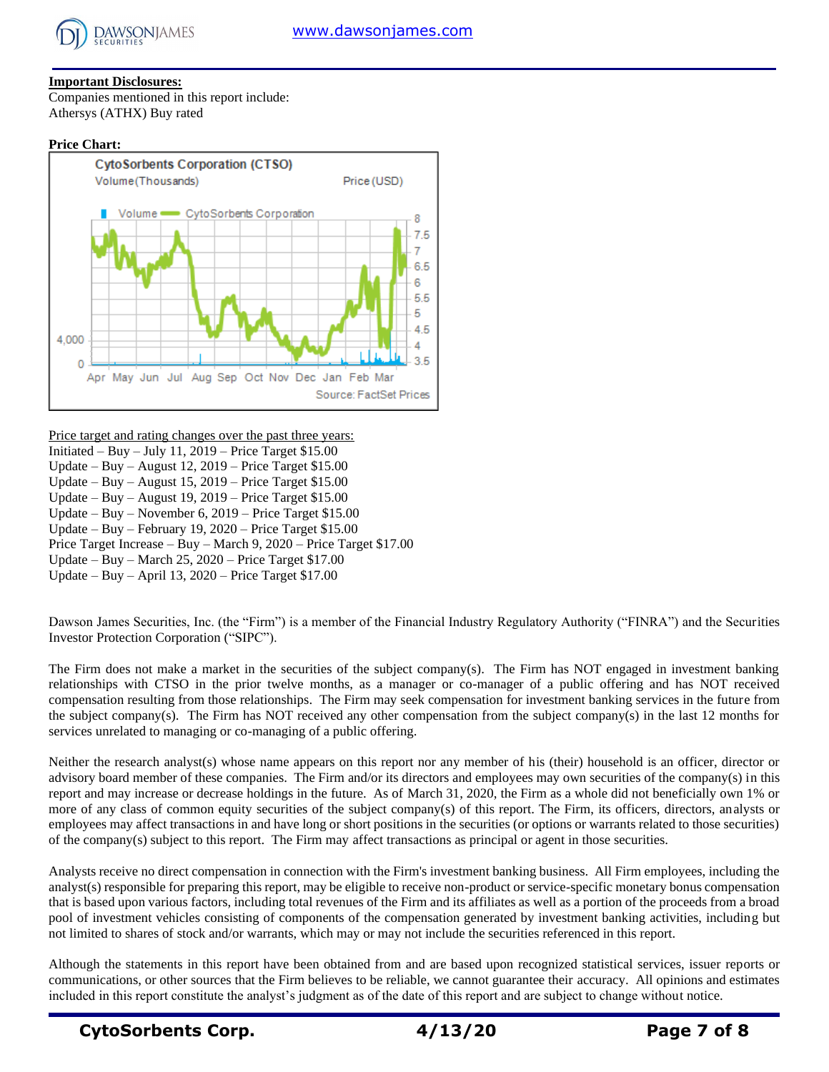**Important Disclosures:**

Companies mentioned in this report include:
Athersys (ATHX) Buy rated

**Price Chart:**

CytoSorbents Corporation (CTSO)
Volume (Thousands) Price (USD)

Volume — CytoSorbents Corporation

Apr May Jun Jul Aug Sep Oct Nov Dec Jan Feb Mar

Source: FactSet Prices

Price target and rating changes over the past three years:

Initiated – Buy – July 11, 2019 – Price Target $15.00
Update – Buy – August 12, 2019 – Price Target $15.00
Update – Buy – August 15, 2019 – Price Target $15.00
Update – Buy – August 19, 2019 – Price Target $15.00
Update – Buy – November 6, 2019 – Price Target $15.00
Update – Buy – February 19, 2020 – Price Target $15.00
Price Target Increase – Buy – March 9, 2020 – Price Target $17.00
Update – Buy – March 25, 2020 – Price Target $17.00
Update – Buy – April 13, 2020 – Price Target $17.00

Dawson James Securities, Inc. (the "Firm") is a member of the Financial Industry Regulatory Authority ("FINRA") and the Securities Investor Protection Corporation ("SIPC").

The Firm does not make a market in the securities of the subject company(s). The Firm has NOT engaged in investment banking relationships with CTSO in the prior twelve months, as a manager or co-manager of a public offering and has NOT received compensation resulting from those relationships. The Firm may seek compensation for investment banking services in the future from the subject company(s). The Firm has NOT received any other compensation from the subject company(s) in the last 12 months for services unrelated to managing or co-managing of a public offering.

Neither the research analyst(s) whose name appears on this report nor any member of his (their) household is an officer, director or advisory board member of these companies. The Firm and/or its directors and employees may own securities of the company(s) in this report and may increase or decrease holdings in the future. As of March 31, 2020, the Firm as a whole did not beneficially own 1% or more of any class of common equity securities of the subject company(s) of this report. The Firm, its officers, directors, analysts or employees may affect transactions in and have long or short positions in the securities (or options or warrants related to those securities) of the company(s) subject to this report. The Firm may affect transactions as principal or agent in those securities.

Analysts receive no direct compensation in connection with the Firm's investment banking business. All Firm employees, including the analyst(s) responsible for preparing this report, may be eligible to receive non-product or service-specific monetary bonus compensation that is based upon various factors, including total revenues of the Firm and its affiliates as well as a portion of the proceeds from a broad pool of investment vehicles consisting of components of the compensation generated by investment banking activities, including but not limited to shares of stock and/or warrants, which may or may not include the securities referenced in this report.

Although the statements in this report have been obtained from and are based upon recognized statistical services, issuer reports or communications, or other sources that the Firm believes to be reliable, we cannot guarantee their accuracy. All opinions and estimates included in this report constitute the analyst's judgment as of the date of this report and are subject to change without notice.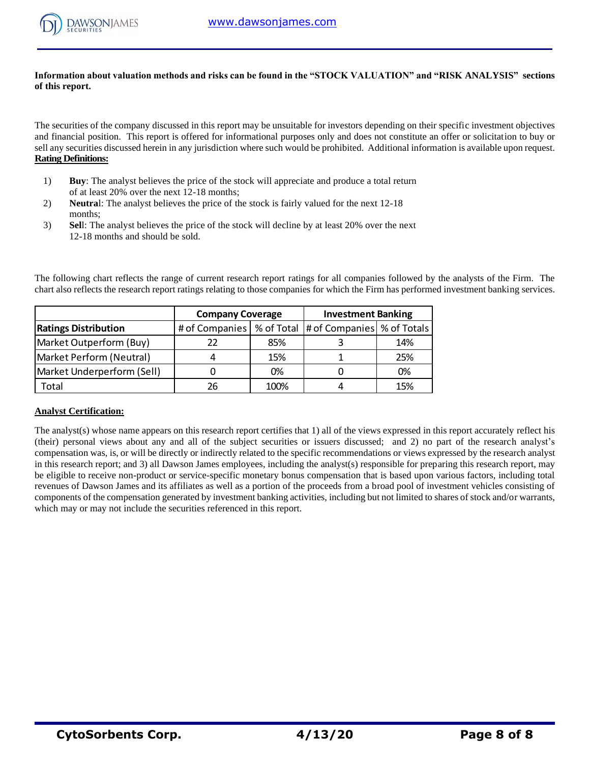**Information about valuation methods and risks can be found in the "STOCK VALUATION" and "RISK ANALYSIS" sections of this report.**

The securities of the company discussed in this report may be unsuitable for investors depending on their specific investment objectives and financial position. This report is offered for informational purposes only and does not constitute an offer or solicitation to buy or sell any securities discussed herein in any jurisdiction where such would be prohibited. Additional information is available upon request.

**Rating Definitions:**

1) **Buy**: The analyst believes the price of the stock will appreciate and produce a total return of at least 20% over the next 12-18 months;
2) **Neutral**: The analyst believes the price of the stock is fairly valued for the next 12-18 months;
3) **Sell**: The analyst believes the price of the stock will decline by at least 20% over the next 12-18 months and should be sold.

The following chart reflects the range of current research report ratings for all companies followed by the analysts of the Firm. The chart also reflects the research report ratings relating to those companies for which the Firm has performed investment banking services.

| | Company Coverage | | Investment Banking | |
|---|---|---|---|---|
| **Ratings Distribution** | # of Companies | % of Total | # of Companies | % of Totals |
| Market Outperform (Buy) | 22 | 85% | 3 | 14% |
| Market Perform (Neutral) | 4 | 15% | 1 | 25% |
| Market Underperform (Sell) | 0 | 0% | 0 | 0% |
| Total | 26 | 100% | 4 | 15% |

**Analyst Certification:**

The analyst(s) whose name appears on this research report certifies that 1) all of the views expressed in this report accurately reflect his (their) personal views about any and all of the subject securities or issuers discussed; and 2) no part of the research analyst's compensation was, is, or will be directly or indirectly related to the specific recommendations or views expressed by the research analyst in this research report; and 3) all Dawson James employees, including the analyst(s) responsible for preparing this research report, may be eligible to receive non-product or service-specific monetary bonus compensation that is based upon various factors, including total revenues of Dawson James and its affiliates as well as a portion of the proceeds from a broad pool of investment vehicles consisting of components of the compensation generated by investment banking activities, including but not limited to shares of stock and/or warrants, which may or may not include the securities referenced in this report.